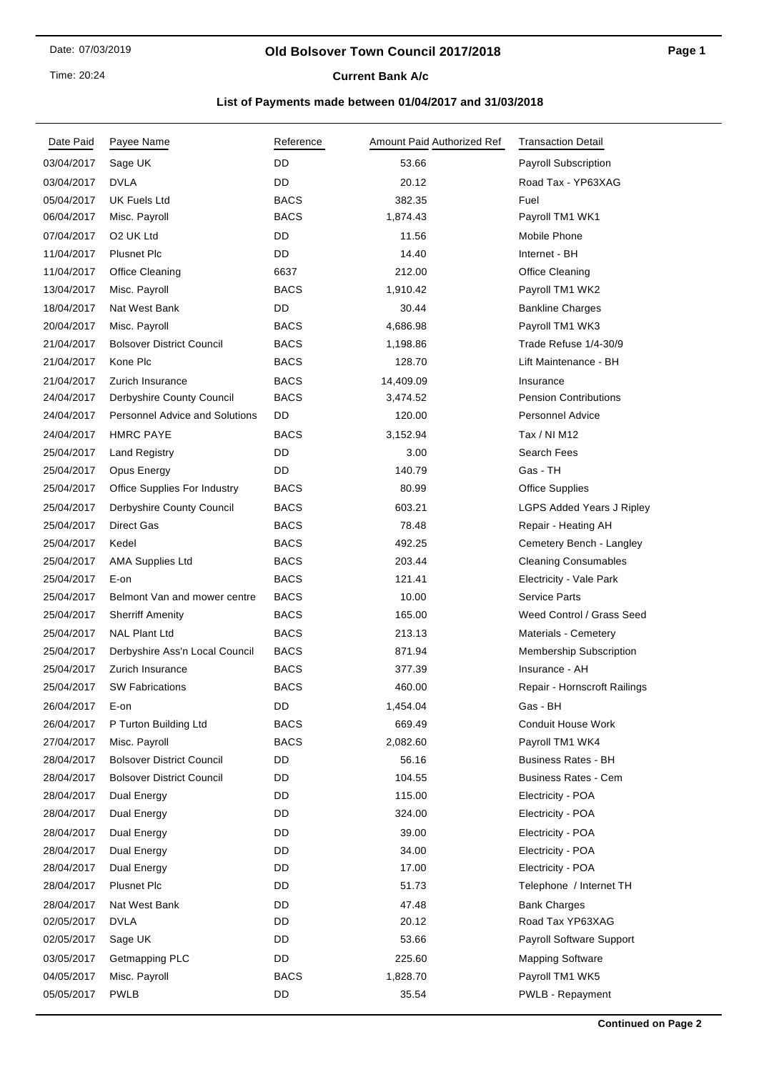# Old Bolsover Town Council 2017/2018

## Current Bank A/c

### List of Payments made between 01/04/2017 and 31/03/2018

| Date Paid | Payee Name | Reference | Amount Paid | Authorized Ref | Transaction Detail |
|---|---|---|---|---|---|
| 03/04/2017 | Sage UK | DD | 53.66 | | Payroll Subscription |
| 03/04/2017 | DVLA | DD | 20.12 | | Road Tax - YP63XAG |
| 05/04/2017 | UK Fuels Ltd | BACS | 382.35 | | Fuel |
| 06/04/2017 | Misc. Payroll | BACS | 1,874.43 | | Payroll TM1 WK1 |
| 07/04/2017 | O2 UK Ltd | DD | 11.56 | | Mobile Phone |
| 11/04/2017 | Plusnet Plc | DD | 14.40 | | Internet - BH |
| 11/04/2017 | Office Cleaning | 6637 | 212.00 | | Office Cleaning |
| 13/04/2017 | Misc. Payroll | BACS | 1,910.42 | | Payroll TM1 WK2 |
| 18/04/2017 | Nat West Bank | DD | 30.44 | | Bankline Charges |
| 20/04/2017 | Misc. Payroll | BACS | 4,686.98 | | Payroll TM1 WK3 |
| 21/04/2017 | Bolsover District Council | BACS | 1,198.86 | | Trade Refuse 1/4-30/9 |
| 21/04/2017 | Kone Plc | BACS | 128.70 | | Lift Maintenance - BH |
| 21/04/2017 | Zurich Insurance | BACS | 14,409.09 | | Insurance |
| 24/04/2017 | Derbyshire County Council | BACS | 3,474.52 | | Pension Contributions |
| 24/04/2017 | Personnel Advice and Solutions | DD | 120.00 | | Personnel Advice |
| 24/04/2017 | HMRC PAYE | BACS | 3,152.94 | | Tax / NI M12 |
| 25/04/2017 | Land Registry | DD | 3.00 | | Search Fees |
| 25/04/2017 | Opus Energy | DD | 140.79 | | Gas - TH |
| 25/04/2017 | Office Supplies For Industry | BACS | 80.99 | | Office Supplies |
| 25/04/2017 | Derbyshire County Council | BACS | 603.21 | | LGPS Added Years J Ripley |
| 25/04/2017 | Direct Gas | BACS | 78.48 | | Repair - Heating AH |
| 25/04/2017 | Kedel | BACS | 492.25 | | Cemetery Bench - Langley |
| 25/04/2017 | AMA Supplies Ltd | BACS | 203.44 | | Cleaning Consumables |
| 25/04/2017 | E-on | BACS | 121.41 | | Electricity - Vale Park |
| 25/04/2017 | Belmont Van and mower centre | BACS | 10.00 | | Service Parts |
| 25/04/2017 | Sherriff Amenity | BACS | 165.00 | | Weed Control / Grass Seed |
| 25/04/2017 | NAL Plant Ltd | BACS | 213.13 | | Materials - Cemetery |
| 25/04/2017 | Derbyshire Ass'n Local Council | BACS | 871.94 | | Membership Subscription |
| 25/04/2017 | Zurich Insurance | BACS | 377.39 | | Insurance - AH |
| 25/04/2017 | SW Fabrications | BACS | 460.00 | | Repair - Hornscroft Railings |
| 26/04/2017 | E-on | DD | 1,454.04 | | Gas - BH |
| 26/04/2017 | P Turton Building Ltd | BACS | 669.49 | | Conduit House Work |
| 27/04/2017 | Misc. Payroll | BACS | 2,082.60 | | Payroll TM1 WK4 |
| 28/04/2017 | Bolsover District Council | DD | 56.16 | | Business Rates - BH |
| 28/04/2017 | Bolsover District Council | DD | 104.55 | | Business Rates - Cem |
| 28/04/2017 | Dual Energy | DD | 115.00 | | Electricity - POA |
| 28/04/2017 | Dual Energy | DD | 324.00 | | Electricity - POA |
| 28/04/2017 | Dual Energy | DD | 39.00 | | Electricity - POA |
| 28/04/2017 | Dual Energy | DD | 34.00 | | Electricity - POA |
| 28/04/2017 | Dual Energy | DD | 17.00 | | Electricity - POA |
| 28/04/2017 | Plusnet Plc | DD | 51.73 | | Telephone / Internet TH |
| 28/04/2017 | Nat West Bank | DD | 47.48 | | Bank Charges |
| 02/05/2017 | DVLA | DD | 20.12 | | Road Tax YP63XAG |
| 02/05/2017 | Sage UK | DD | 53.66 | | Payroll Software Support |
| 03/05/2017 | Getmapping PLC | DD | 225.60 | | Mapping Software |
| 04/05/2017 | Misc. Payroll | BACS | 1,828.70 | | Payroll TM1 WK5 |
| 05/05/2017 | PWLB | DD | 35.54 | | PWLB - Repayment |

**Continued on Page 2**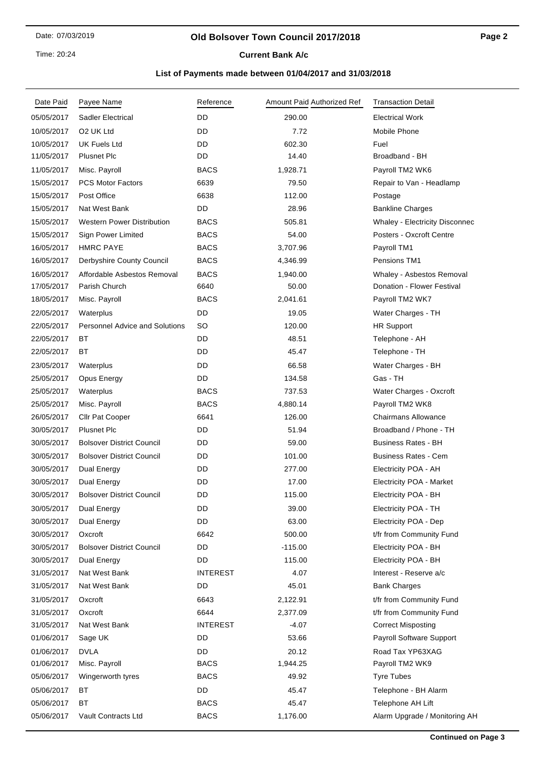# Old Bolsover Town Council 2017/2018

## Current Bank A/c

### List of Payments made between 01/04/2017 and 31/03/2018

| Date Paid | Payee Name | Reference | Amount Paid | Authorized Ref | Transaction Detail |
|---|---|---|---|---|---|
| 05/05/2017 | Sadler Electrical | DD | 290.00 | | Electrical Work |
| 10/05/2017 | O2 UK Ltd | DD | 7.72 | | Mobile Phone |
| 10/05/2017 | UK Fuels Ltd | DD | 602.30 | | Fuel |
| 11/05/2017 | Plusnet Plc | DD | 14.40 | | Broadband - BH |
| 11/05/2017 | Misc. Payroll | BACS | 1,928.71 | | Payroll TM2 WK6 |
| 15/05/2017 | PCS Motor Factors | 6639 | 79.50 | | Repair to Van - Headlamp |
| 15/05/2017 | Post Office | 6638 | 112.00 | | Postage |
| 15/05/2017 | Nat West Bank | DD | 28.96 | | Bankline Charges |
| 15/05/2017 | Western Power Distribution | BACS | 505.81 | | Whaley - Electricity Disconnec |
| 15/05/2017 | Sign Power Limited | BACS | 54.00 | | Posters - Oxcroft Centre |
| 16/05/2017 | HMRC PAYE | BACS | 3,707.96 | | Payroll TM1 |
| 16/05/2017 | Derbyshire County Council | BACS | 4,346.99 | | Pensions TM1 |
| 16/05/2017 | Affordable Asbestos Removal | BACS | 1,940.00 | | Whaley - Asbestos Removal |
| 17/05/2017 | Parish Church | 6640 | 50.00 | | Donation - Flower Festival |
| 18/05/2017 | Misc. Payroll | BACS | 2,041.61 | | Payroll TM2 WK7 |
| 22/05/2017 | Waterplus | DD | 19.05 | | Water Charges - TH |
| 22/05/2017 | Personnel Advice and Solutions | SO | 120.00 | | HR Support |
| 22/05/2017 | BT | DD | 48.51 | | Telephone - AH |
| 22/05/2017 | BT | DD | 45.47 | | Telephone - TH |
| 23/05/2017 | Waterplus | DD | 66.58 | | Water Charges - BH |
| 25/05/2017 | Opus Energy | DD | 134.58 | | Gas - TH |
| 25/05/2017 | Waterplus | BACS | 737.53 | | Water Charges - Oxcroft |
| 25/05/2017 | Misc. Payroll | BACS | 4,880.14 | | Payroll TM2 WK8 |
| 26/05/2017 | Cllr Pat Cooper | 6641 | 126.00 | | Chairmans Allowance |
| 30/05/2017 | Plusnet Plc | DD | 51.94 | | Broadband / Phone - TH |
| 30/05/2017 | Bolsover District Council | DD | 59.00 | | Business Rates - BH |
| 30/05/2017 | Bolsover District Council | DD | 101.00 | | Business Rates - Cem |
| 30/05/2017 | Dual Energy | DD | 277.00 | | Electricity POA - AH |
| 30/05/2017 | Dual Energy | DD | 17.00 | | Electricity POA - Market |
| 30/05/2017 | Bolsover District Council | DD | 115.00 | | Electricity POA - BH |
| 30/05/2017 | Dual Energy | DD | 39.00 | | Electricity POA - TH |
| 30/05/2017 | Dual Energy | DD | 63.00 | | Electricity POA - Dep |
| 30/05/2017 | Oxcroft | 6642 | 500.00 | | t/fr from Community Fund |
| 30/05/2017 | Bolsover District Council | DD | -115.00 | | Electricity POA - BH |
| 30/05/2017 | Dual Energy | DD | 115.00 | | Electricity POA - BH |
| 31/05/2017 | Nat West Bank | INTEREST | 4.07 | | Interest - Reserve a/c |
| 31/05/2017 | Nat West Bank | DD | 45.01 | | Bank Charges |
| 31/05/2017 | Oxcroft | 6643 | 2,122.91 | | t/fr from Community Fund |
| 31/05/2017 | Oxcroft | 6644 | 2,377.09 | | t/fr from Community Fund |
| 31/05/2017 | Nat West Bank | INTEREST | -4.07 | | Correct Misposting |
| 01/06/2017 | Sage UK | DD | 53.66 | | Payroll Software Support |
| 01/06/2017 | DVLA | DD | 20.12 | | Road Tax YP63XAG |
| 01/06/2017 | Misc. Payroll | BACS | 1,944.25 | | Payroll TM2 WK9 |
| 05/06/2017 | Wingerworth tyres | BACS | 49.92 | | Tyre Tubes |
| 05/06/2017 | BT | DD | 45.47 | | Telephone - BH Alarm |
| 05/06/2017 | BT | BACS | 45.47 | | Telephone AH Lift |
| 05/06/2017 | Vault Contracts Ltd | BACS | 1,176.00 | | Alarm Upgrade / Monitoring AH |

**Continued on Page 3**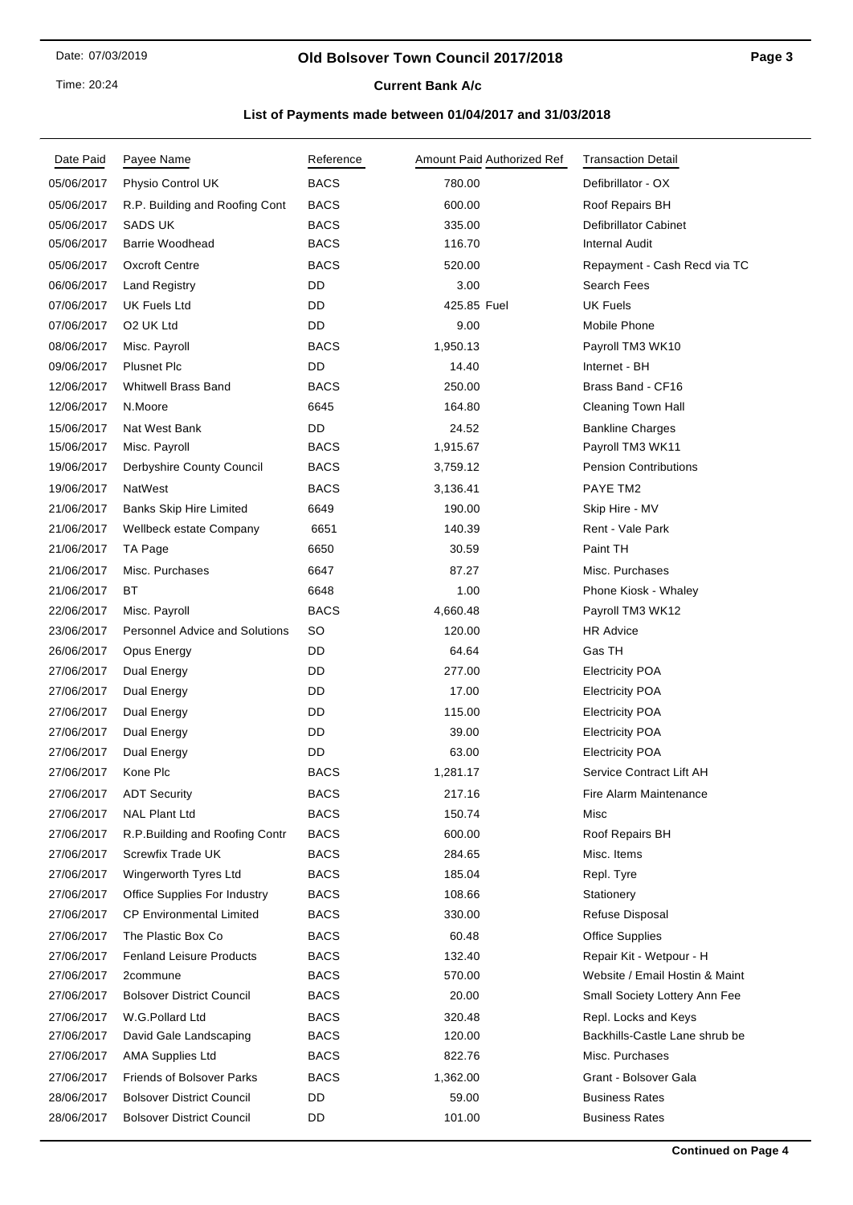# Old Bolsover Town Council 2017/2018

## Current Bank A/c

### List of Payments made between 01/04/2017 and 31/03/2018

| Date Paid | Payee Name | Reference | Amount Paid | Authorized Ref | Transaction Detail |
|---|---|---|---|---|---|
| 05/06/2017 | Physio Control UK | BACS | 780.00 | | Defibrillator - OX |
| 05/06/2017 | R.P. Building and Roofing Cont | BACS | 600.00 | | Roof Repairs BH |
| 05/06/2017 | SADS UK | BACS | 335.00 | | Defibrillator Cabinet |
| 05/06/2017 | Barrie Woodhead | BACS | 116.70 | | Internal Audit |
| 05/06/2017 | Oxcroft Centre | BACS | 520.00 | | Repayment - Cash Recd via TC |
| 06/06/2017 | Land Registry | DD | 3.00 | | Search Fees |
| 07/06/2017 | UK Fuels Ltd | DD | 425.85 | Fuel | UK Fuels |
| 07/06/2017 | O2 UK Ltd | DD | 9.00 | | Mobile Phone |
| 08/06/2017 | Misc. Payroll | BACS | 1,950.13 | | Payroll TM3 WK10 |
| 09/06/2017 | Plusnet Plc | DD | 14.40 | | Internet - BH |
| 12/06/2017 | Whitwell Brass Band | BACS | 250.00 | | Brass Band - CF16 |
| 12/06/2017 | N.Moore | 6645 | 164.80 | | Cleaning Town Hall |
| 15/06/2017 | Nat West Bank | DD | 24.52 | | Bankline Charges |
| 15/06/2017 | Misc. Payroll | BACS | 1,915.67 | | Payroll TM3 WK11 |
| 19/06/2017 | Derbyshire County Council | BACS | 3,759.12 | | Pension Contributions |
| 19/06/2017 | NatWest | BACS | 3,136.41 | | PAYE TM2 |
| 21/06/2017 | Banks Skip Hire Limited | 6649 | 190.00 | | Skip Hire - MV |
| 21/06/2017 | Wellbeck estate Company | 6651 | 140.39 | | Rent - Vale Park |
| 21/06/2017 | TA Page | 6650 | 30.59 | | Paint TH |
| 21/06/2017 | Misc. Purchases | 6647 | 87.27 | | Misc. Purchases |
| 21/06/2017 | BT | 6648 | 1.00 | | Phone Kiosk - Whaley |
| 22/06/2017 | Misc. Payroll | BACS | 4,660.48 | | Payroll TM3 WK12 |
| 23/06/2017 | Personnel Advice and Solutions | SO | 120.00 | | HR Advice |
| 26/06/2017 | Opus Energy | DD | 64.64 | | Gas TH |
| 27/06/2017 | Dual Energy | DD | 277.00 | | Electricity POA |
| 27/06/2017 | Dual Energy | DD | 17.00 | | Electricity POA |
| 27/06/2017 | Dual Energy | DD | 115.00 | | Electricity POA |
| 27/06/2017 | Dual Energy | DD | 39.00 | | Electricity POA |
| 27/06/2017 | Dual Energy | DD | 63.00 | | Electricity POA |
| 27/06/2017 | Kone Plc | BACS | 1,281.17 | | Service Contract Lift AH |
| 27/06/2017 | ADT Security | BACS | 217.16 | | Fire Alarm Maintenance |
| 27/06/2017 | NAL Plant Ltd | BACS | 150.74 | | Misc |
| 27/06/2017 | R.P.Building and Roofing Contr | BACS | 600.00 | | Roof Repairs BH |
| 27/06/2017 | Screwfix Trade UK | BACS | 284.65 | | Misc. Items |
| 27/06/2017 | Wingerworth Tyres Ltd | BACS | 185.04 | | Repl. Tyre |
| 27/06/2017 | Office Supplies For Industry | BACS | 108.66 | | Stationery |
| 27/06/2017 | CP Environmental Limited | BACS | 330.00 | | Refuse Disposal |
| 27/06/2017 | The Plastic Box Co | BACS | 60.48 | | Office Supplies |
| 27/06/2017 | Fenland Leisure Products | BACS | 132.40 | | Repair Kit - Wetpour - H |
| 27/06/2017 | 2commune | BACS | 570.00 | | Website / Email Hostin & Maint |
| 27/06/2017 | Bolsover District Council | BACS | 20.00 | | Small Society Lottery Ann Fee |
| 27/06/2017 | W.G.Pollard Ltd | BACS | 320.48 | | Repl. Locks and Keys |
| 27/06/2017 | David Gale Landscaping | BACS | 120.00 | | Backhills-Castle Lane shrub be |
| 27/06/2017 | AMA Supplies Ltd | BACS | 822.76 | | Misc. Purchases |
| 27/06/2017 | Friends of Bolsover Parks | BACS | 1,362.00 | | Grant - Bolsover Gala |
| 28/06/2017 | Bolsover District Council | DD | 59.00 | | Business Rates |
| 28/06/2017 | Bolsover District Council | DD | 101.00 | | Business Rates |

**Continued on Page 4**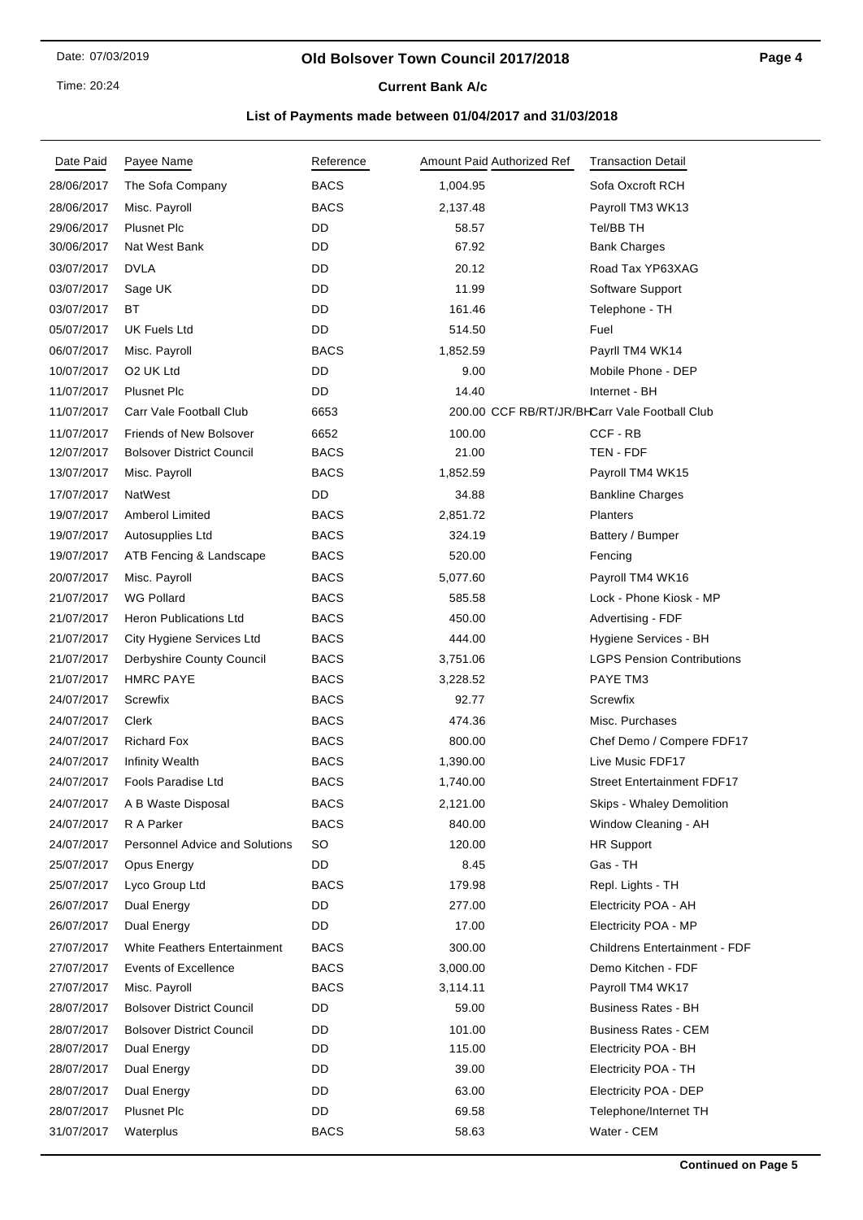# Old Bolsover Town Council 2017/2018

## Current Bank A/c

### List of Payments made between 01/04/2017 and 31/03/2018

| Date Paid | Payee Name | Reference | Amount Paid | Authorized Ref | Transaction Detail |
|---|---|---|---|---|---|
| 28/06/2017 | The Sofa Company | BACS | 1,004.95 | | Sofa Oxcroft RCH |
| 28/06/2017 | Misc. Payroll | BACS | 2,137.48 | | Payroll TM3 WK13 |
| 29/06/2017 | Plusnet Plc | DD | 58.57 | | Tel/BB TH |
| 30/06/2017 | Nat West Bank | DD | 67.92 | | Bank Charges |
| 03/07/2017 | DVLA | DD | 20.12 | | Road Tax YP63XAG |
| 03/07/2017 | Sage UK | DD | 11.99 | | Software Support |
| 03/07/2017 | BT | DD | 161.46 | | Telephone - TH |
| 05/07/2017 | UK Fuels Ltd | DD | 514.50 | | Fuel |
| 06/07/2017 | Misc. Payroll | BACS | 1,852.59 | | Payrll TM4 WK14 |
| 10/07/2017 | O2 UK Ltd | DD | 9.00 | | Mobile Phone - DEP |
| 11/07/2017 | Plusnet Plc | DD | 14.40 | | Internet - BH |
| 11/07/2017 | Carr Vale Football Club | 6653 | 200.00 | CCF RB/RT/JR/BH | Carr Vale Football Club |
| 11/07/2017 | Friends of New Bolsover | 6652 | 100.00 | | CCF - RB |
| 12/07/2017 | Bolsover District Council | BACS | 21.00 | | TEN - FDF |
| 13/07/2017 | Misc. Payroll | BACS | 1,852.59 | | Payroll TM4 WK15 |
| 17/07/2017 | NatWest | DD | 34.88 | | Bankline Charges |
| 19/07/2017 | Amberol Limited | BACS | 2,851.72 | | Planters |
| 19/07/2017 | Autosupplies Ltd | BACS | 324.19 | | Battery / Bumper |
| 19/07/2017 | ATB Fencing & Landscape | BACS | 520.00 | | Fencing |
| 20/07/2017 | Misc. Payroll | BACS | 5,077.60 | | Payroll TM4 WK16 |
| 21/07/2017 | WG Pollard | BACS | 585.58 | | Lock - Phone Kiosk - MP |
| 21/07/2017 | Heron Publications Ltd | BACS | 450.00 | | Advertising - FDF |
| 21/07/2017 | City Hygiene Services Ltd | BACS | 444.00 | | Hygiene Services - BH |
| 21/07/2017 | Derbyshire County Council | BACS | 3,751.06 | | LGPS Pension Contributions |
| 21/07/2017 | HMRC PAYE | BACS | 3,228.52 | | PAYE TM3 |
| 24/07/2017 | Screwfix | BACS | 92.77 | | Screwfix |
| 24/07/2017 | Clerk | BACS | 474.36 | | Misc. Purchases |
| 24/07/2017 | Richard Fox | BACS | 800.00 | | Chef Demo / Compere FDF17 |
| 24/07/2017 | Infinity Wealth | BACS | 1,390.00 | | Live Music FDF17 |
| 24/07/2017 | Fools Paradise Ltd | BACS | 1,740.00 | | Street Entertainment FDF17 |
| 24/07/2017 | A B Waste Disposal | BACS | 2,121.00 | | Skips - Whaley Demolition |
| 24/07/2017 | R A Parker | BACS | 840.00 | | Window Cleaning - AH |
| 24/07/2017 | Personnel Advice and Solutions | SO | 120.00 | | HR Support |
| 25/07/2017 | Opus Energy | DD | 8.45 | | Gas - TH |
| 25/07/2017 | Lyco Group Ltd | BACS | 179.98 | | Repl. Lights - TH |
| 26/07/2017 | Dual Energy | DD | 277.00 | | Electricity POA - AH |
| 26/07/2017 | Dual Energy | DD | 17.00 | | Electricity POA - MP |
| 27/07/2017 | White Feathers Entertainment | BACS | 300.00 | | Childrens Entertainment - FDF |
| 27/07/2017 | Events of Excellence | BACS | 3,000.00 | | Demo Kitchen - FDF |
| 27/07/2017 | Misc. Payroll | BACS | 3,114.11 | | Payroll TM4 WK17 |
| 28/07/2017 | Bolsover District Council | DD | 59.00 | | Business Rates - BH |
| 28/07/2017 | Bolsover District Council | DD | 101.00 | | Business Rates - CEM |
| 28/07/2017 | Dual Energy | DD | 115.00 | | Electricity POA - BH |
| 28/07/2017 | Dual Energy | DD | 39.00 | | Electricity POA - TH |
| 28/07/2017 | Dual Energy | DD | 63.00 | | Electricity POA - DEP |
| 28/07/2017 | Plusnet Plc | DD | 69.58 | | Telephone/Internet TH |
| 31/07/2017 | Waterplus | BACS | 58.63 | | Water - CEM |

**Continued on Page 5**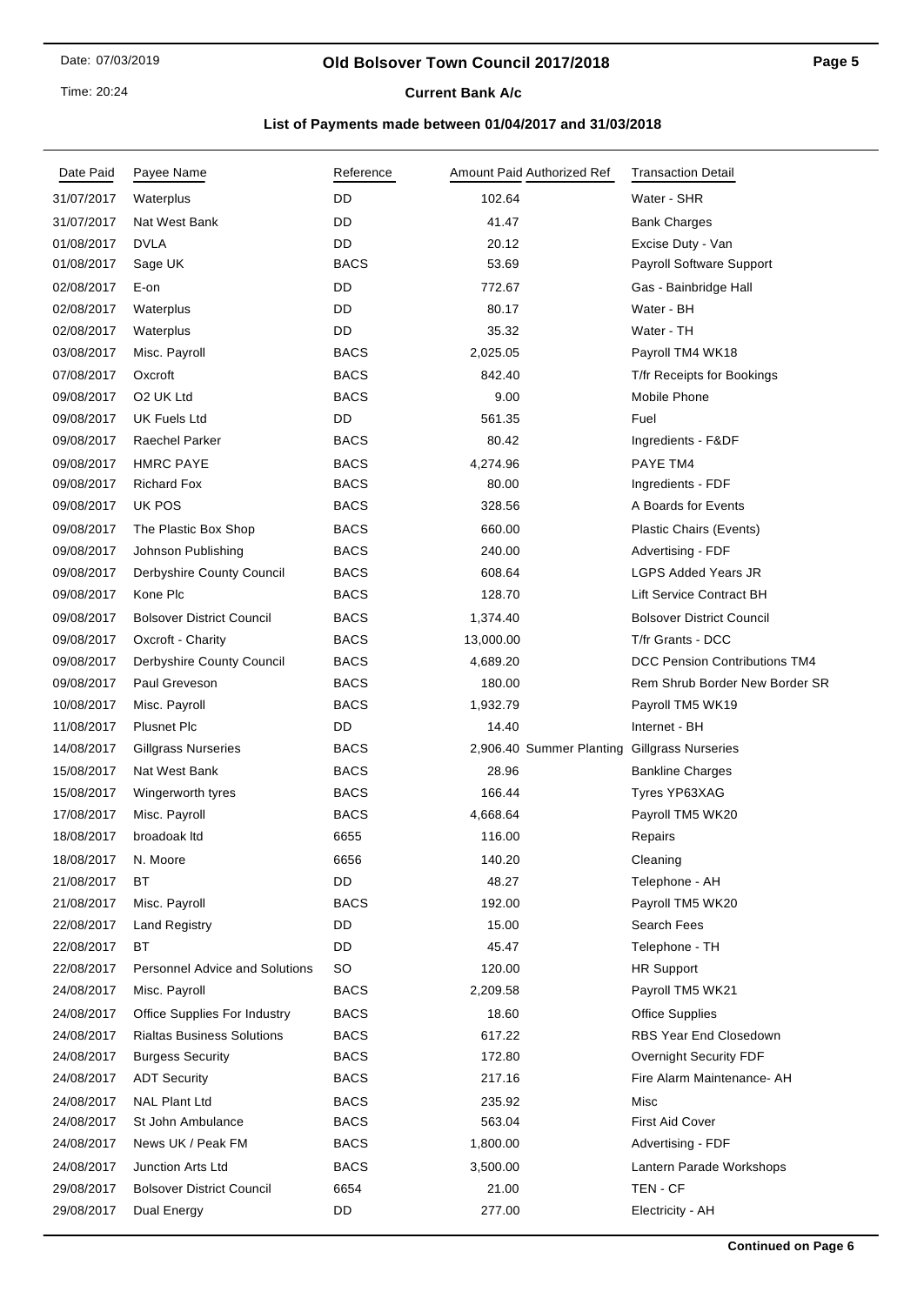# Old Bolsover Town Council 2017/2018

## Current Bank A/c

### List of Payments made between 01/04/2017 and 31/03/2018

| Date Paid | Payee Name | Reference | Amount Paid | Authorized Ref | Transaction Detail |
|---|---|---|---|---|---|
| 31/07/2017 | Waterplus | DD | 102.64 | | Water - SHR |
| 31/07/2017 | Nat West Bank | DD | 41.47 | | Bank Charges |
| 01/08/2017 | DVLA | DD | 20.12 | | Excise Duty - Van |
| 01/08/2017 | Sage UK | BACS | 53.69 | | Payroll Software Support |
| 02/08/2017 | E-on | DD | 772.67 | | Gas - Bainbridge Hall |
| 02/08/2017 | Waterplus | DD | 80.17 | | Water - BH |
| 02/08/2017 | Waterplus | DD | 35.32 | | Water - TH |
| 03/08/2017 | Misc. Payroll | BACS | 2,025.05 | | Payroll TM4 WK18 |
| 07/08/2017 | Oxcroft | BACS | 842.40 | | T/fr Receipts for Bookings |
| 09/08/2017 | O2 UK Ltd | BACS | 9.00 | | Mobile Phone |
| 09/08/2017 | UK Fuels Ltd | DD | 561.35 | | Fuel |
| 09/08/2017 | Raechel Parker | BACS | 80.42 | | Ingredients - F&DF |
| 09/08/2017 | HMRC PAYE | BACS | 4,274.96 | | PAYE TM4 |
| 09/08/2017 | Richard Fox | BACS | 80.00 | | Ingredients - FDF |
| 09/08/2017 | UK POS | BACS | 328.56 | | A Boards for Events |
| 09/08/2017 | The Plastic Box Shop | BACS | 660.00 | | Plastic Chairs (Events) |
| 09/08/2017 | Johnson Publishing | BACS | 240.00 | | Advertising - FDF |
| 09/08/2017 | Derbyshire County Council | BACS | 608.64 | | LGPS Added Years JR |
| 09/08/2017 | Kone Plc | BACS | 128.70 | | Lift Service Contract BH |
| 09/08/2017 | Bolsover District Council | BACS | 1,374.40 | | Bolsover District Council |
| 09/08/2017 | Oxcroft - Charity | BACS | 13,000.00 | | T/fr Grants - DCC |
| 09/08/2017 | Derbyshire County Council | BACS | 4,689.20 | | DCC Pension Contributions TM4 |
| 09/08/2017 | Paul Greveson | BACS | 180.00 | | Rem Shrub Border New Border SR |
| 10/08/2017 | Misc. Payroll | BACS | 1,932.79 | | Payroll TM5 WK19 |
| 11/08/2017 | Plusnet Plc | DD | 14.40 | | Internet - BH |
| 14/08/2017 | Gillgrass Nurseries | BACS | 2,906.40 | Summer Planting | Gillgrass Nurseries |
| 15/08/2017 | Nat West Bank | BACS | 28.96 | | Bankline Charges |
| 15/08/2017 | Wingerworth tyres | BACS | 166.44 | | Tyres YP63XAG |
| 17/08/2017 | Misc. Payroll | BACS | 4,668.64 | | Payroll TM5 WK20 |
| 18/08/2017 | broadoak ltd | 6655 | 116.00 | | Repairs |
| 18/08/2017 | N. Moore | 6656 | 140.20 | | Cleaning |
| 21/08/2017 | BT | DD | 48.27 | | Telephone - AH |
| 21/08/2017 | Misc. Payroll | BACS | 192.00 | | Payroll TM5 WK20 |
| 22/08/2017 | Land Registry | DD | 15.00 | | Search Fees |
| 22/08/2017 | BT | DD | 45.47 | | Telephone - TH |
| 22/08/2017 | Personnel Advice and Solutions | SO | 120.00 | | HR Support |
| 24/08/2017 | Misc. Payroll | BACS | 2,209.58 | | Payroll TM5 WK21 |
| 24/08/2017 | Office Supplies For Industry | BACS | 18.60 | | Office Supplies |
| 24/08/2017 | Rialtas Business Solutions | BACS | 617.22 | | RBS Year End Closedown |
| 24/08/2017 | Burgess Security | BACS | 172.80 | | Overnight Security FDF |
| 24/08/2017 | ADT Security | BACS | 217.16 | | Fire Alarm Maintenance- AH |
| 24/08/2017 | NAL Plant Ltd | BACS | 235.92 | | Misc |
| 24/08/2017 | St John Ambulance | BACS | 563.04 | | First Aid Cover |
| 24/08/2017 | News UK / Peak FM | BACS | 1,800.00 | | Advertising - FDF |
| 24/08/2017 | Junction Arts Ltd | BACS | 3,500.00 | | Lantern Parade Workshops |
| 29/08/2017 | Bolsover District Council | 6654 | 21.00 | | TEN - CF |
| 29/08/2017 | Dual Energy | DD | 277.00 | | Electricity - AH |

**Continued on Page 6**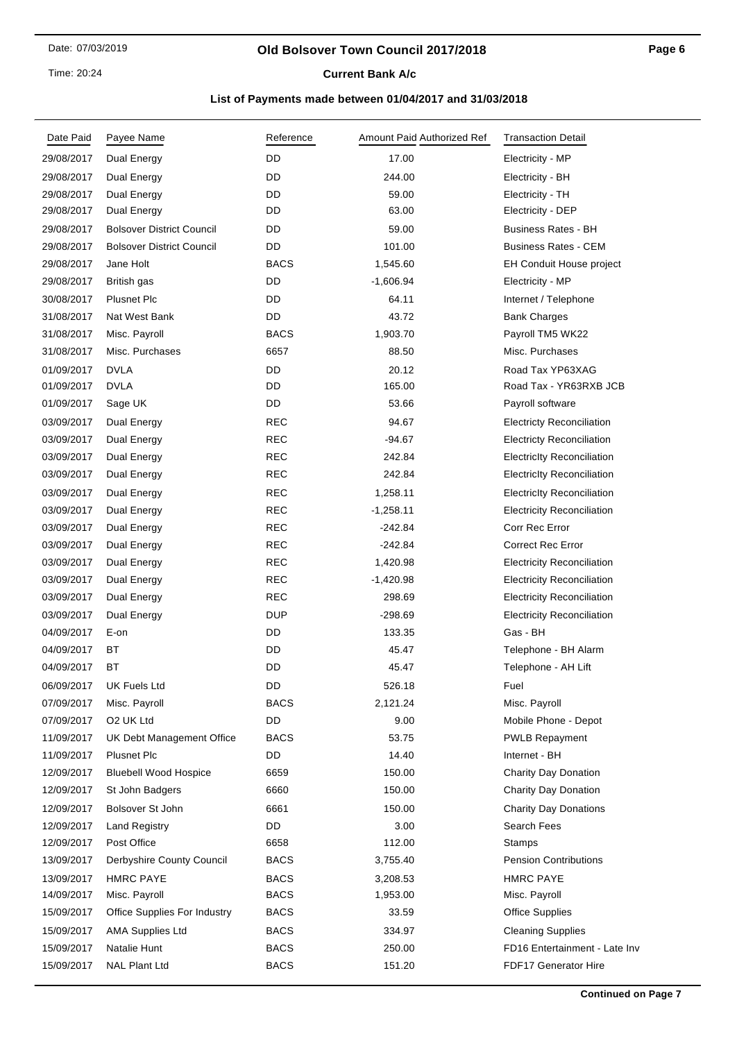# Old Bolsover Town Council 2017/2018

## Current Bank A/c

### List of Payments made between 01/04/2017 and 31/03/2018

| Date Paid | Payee Name | Reference | Amount Paid | Authorized Ref | Transaction Detail |
|---|---|---|---|---|---|
| 29/08/2017 | Dual Energy | DD | 17.00 | | Electricity - MP |
| 29/08/2017 | Dual Energy | DD | 244.00 | | Electricity - BH |
| 29/08/2017 | Dual Energy | DD | 59.00 | | Electricity - TH |
| 29/08/2017 | Dual Energy | DD | 63.00 | | Electricity - DEP |
| 29/08/2017 | Bolsover District Council | DD | 59.00 | | Business Rates - BH |
| 29/08/2017 | Bolsover District Council | DD | 101.00 | | Business Rates - CEM |
| 29/08/2017 | Jane Holt | BACS | 1,545.60 | | EH Conduit House project |
| 29/08/2017 | British gas | DD | -1,606.94 | | Electricity - MP |
| 30/08/2017 | Plusnet Plc | DD | 64.11 | | Internet / Telephone |
| 31/08/2017 | Nat West Bank | DD | 43.72 | | Bank Charges |
| 31/08/2017 | Misc. Payroll | BACS | 1,903.70 | | Payroll TM5 WK22 |
| 31/08/2017 | Misc. Purchases | 6657 | 88.50 | | Misc. Purchases |
| 01/09/2017 | DVLA | DD | 20.12 | | Road Tax YP63XAG |
| 01/09/2017 | DVLA | DD | 165.00 | | Road Tax - YR63RXB JCB |
| 01/09/2017 | Sage UK | DD | 53.66 | | Payroll software |
| 03/09/2017 | Dual Energy | REC | 94.67 | | Electricty Reconciliation |
| 03/09/2017 | Dual Energy | REC | -94.67 | | Electricty Reconciliation |
| 03/09/2017 | Dual Energy | REC | 242.84 | | ElectricIty Reconciliation |
| 03/09/2017 | Dual Energy | REC | 242.84 | | ElectricIty Reconciliation |
| 03/09/2017 | Dual Energy | REC | 1,258.11 | | ElectricIty Reconciliation |
| 03/09/2017 | Dual Energy | REC | -1,258.11 | | Electricity Reconciliation |
| 03/09/2017 | Dual Energy | REC | -242.84 | | Corr Rec Error |
| 03/09/2017 | Dual Energy | REC | -242.84 | | Correct Rec Error |
| 03/09/2017 | Dual Energy | REC | 1,420.98 | | Electricity Reconciliation |
| 03/09/2017 | Dual Energy | REC | -1,420.98 | | Electricity Reconciliation |
| 03/09/2017 | Dual Energy | REC | 298.69 | | Electricity Reconciliation |
| 03/09/2017 | Dual Energy | DUP | -298.69 | | Electricity Reconciliation |
| 04/09/2017 | E-on | DD | 133.35 | | Gas - BH |
| 04/09/2017 | BT | DD | 45.47 | | Telephone - BH Alarm |
| 04/09/2017 | BT | DD | 45.47 | | Telephone - AH Lift |
| 06/09/2017 | UK Fuels Ltd | DD | 526.18 | | Fuel |
| 07/09/2017 | Misc. Payroll | BACS | 2,121.24 | | Misc. Payroll |
| 07/09/2017 | O2 UK Ltd | DD | 9.00 | | Mobile Phone - Depot |
| 11/09/2017 | UK Debt Management Office | BACS | 53.75 | | PWLB Repayment |
| 11/09/2017 | Plusnet Plc | DD | 14.40 | | Internet - BH |
| 12/09/2017 | Bluebell Wood Hospice | 6659 | 150.00 | | Charity Day Donation |
| 12/09/2017 | St John Badgers | 6660 | 150.00 | | Charity Day Donation |
| 12/09/2017 | Bolsover St John | 6661 | 150.00 | | Charity Day Donations |
| 12/09/2017 | Land Registry | DD | 3.00 | | Search Fees |
| 12/09/2017 | Post Office | 6658 | 112.00 | | Stamps |
| 13/09/2017 | Derbyshire County Council | BACS | 3,755.40 | | Pension Contributions |
| 13/09/2017 | HMRC PAYE | BACS | 3,208.53 | | HMRC PAYE |
| 14/09/2017 | Misc. Payroll | BACS | 1,953.00 | | Misc. Payroll |
| 15/09/2017 | Office Supplies For Industry | BACS | 33.59 | | Office Supplies |
| 15/09/2017 | AMA Supplies Ltd | BACS | 334.97 | | Cleaning Supplies |
| 15/09/2017 | Natalie Hunt | BACS | 250.00 | | FD16 Entertainment - Late Inv |
| 15/09/2017 | NAL Plant Ltd | BACS | 151.20 | | FDF17 Generator Hire |

**Continued on Page 7**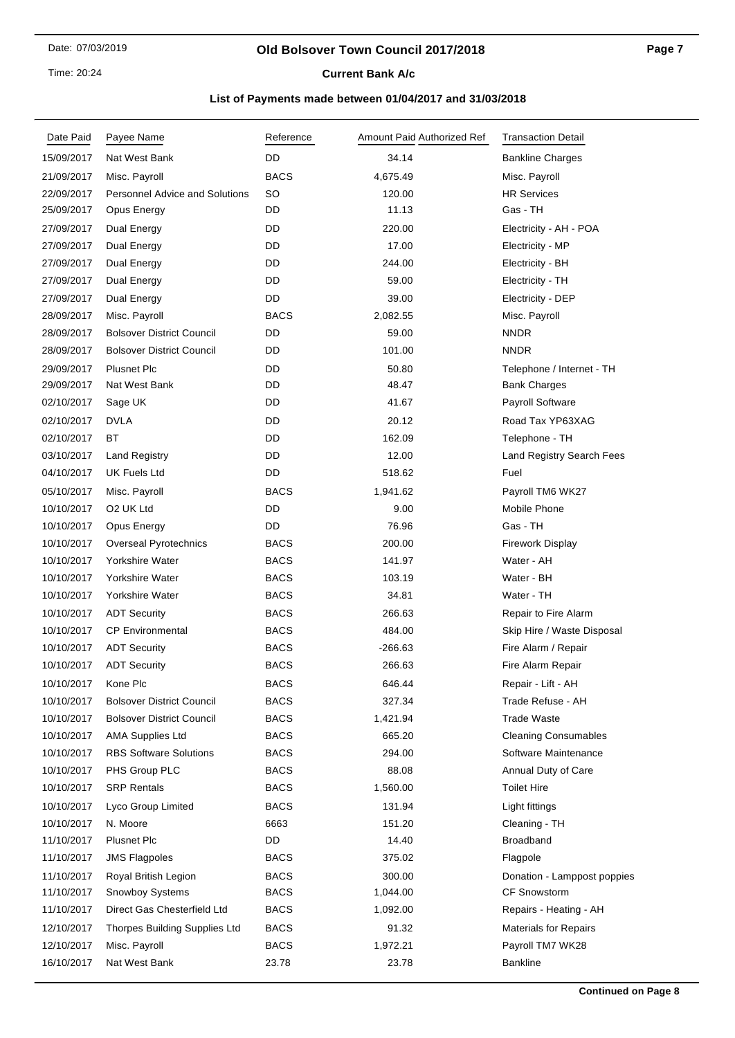# Old Bolsover Town Council 2017/2018

## Current Bank A/c

### List of Payments made between 01/04/2017 and 31/03/2018

| Date Paid | Payee Name | Reference | Amount Paid | Authorized Ref | Transaction Detail |
|---|---|---|---|---|---|
| 15/09/2017 | Nat West Bank | DD | 34.14 | | Bankline Charges |
| 21/09/2017 | Misc. Payroll | BACS | 4,675.49 | | Misc. Payroll |
| 22/09/2017 | Personnel Advice and Solutions | SO | 120.00 | | HR Services |
| 25/09/2017 | Opus Energy | DD | 11.13 | | Gas - TH |
| 27/09/2017 | Dual Energy | DD | 220.00 | | Electricity - AH - POA |
| 27/09/2017 | Dual Energy | DD | 17.00 | | Electricity - MP |
| 27/09/2017 | Dual Energy | DD | 244.00 | | Electricity - BH |
| 27/09/2017 | Dual Energy | DD | 59.00 | | Electricity - TH |
| 27/09/2017 | Dual Energy | DD | 39.00 | | Electricity - DEP |
| 28/09/2017 | Misc. Payroll | BACS | 2,082.55 | | Misc. Payroll |
| 28/09/2017 | Bolsover District Council | DD | 59.00 | | NNDR |
| 28/09/2017 | Bolsover District Council | DD | 101.00 | | NNDR |
| 29/09/2017 | Plusnet Plc | DD | 50.80 | | Telephone / Internet - TH |
| 29/09/2017 | Nat West Bank | DD | 48.47 | | Bank Charges |
| 02/10/2017 | Sage UK | DD | 41.67 | | Payroll Software |
| 02/10/2017 | DVLA | DD | 20.12 | | Road Tax YP63XAG |
| 02/10/2017 | BT | DD | 162.09 | | Telephone - TH |
| 03/10/2017 | Land Registry | DD | 12.00 | | Land Registry Search Fees |
| 04/10/2017 | UK Fuels Ltd | DD | 518.62 | | Fuel |
| 05/10/2017 | Misc. Payroll | BACS | 1,941.62 | | Payroll TM6 WK27 |
| 10/10/2017 | O2 UK Ltd | DD | 9.00 | | Mobile Phone |
| 10/10/2017 | Opus Energy | DD | 76.96 | | Gas - TH |
| 10/10/2017 | Overseal Pyrotechnics | BACS | 200.00 | | Firework Display |
| 10/10/2017 | Yorkshire Water | BACS | 141.97 | | Water - AH |
| 10/10/2017 | Yorkshire Water | BACS | 103.19 | | Water - BH |
| 10/10/2017 | Yorkshire Water | BACS | 34.81 | | Water - TH |
| 10/10/2017 | ADT Security | BACS | 266.63 | | Repair to Fire Alarm |
| 10/10/2017 | CP Environmental | BACS | 484.00 | | Skip Hire / Waste Disposal |
| 10/10/2017 | ADT Security | BACS | -266.63 | | Fire Alarm / Repair |
| 10/10/2017 | ADT Security | BACS | 266.63 | | Fire Alarm Repair |
| 10/10/2017 | Kone Plc | BACS | 646.44 | | Repair - Lift - AH |
| 10/10/2017 | Bolsover District Council | BACS | 327.34 | | Trade Refuse - AH |
| 10/10/2017 | Bolsover District Council | BACS | 1,421.94 | | Trade Waste |
| 10/10/2017 | AMA Supplies Ltd | BACS | 665.20 | | Cleaning Consumables |
| 10/10/2017 | RBS Software Solutions | BACS | 294.00 | | Software Maintenance |
| 10/10/2017 | PHS Group PLC | BACS | 88.08 | | Annual Duty of Care |
| 10/10/2017 | SRP Rentals | BACS | 1,560.00 | | Toilet Hire |
| 10/10/2017 | Lyco Group Limited | BACS | 131.94 | | Light fittings |
| 10/10/2017 | N. Moore | 6663 | 151.20 | | Cleaning - TH |
| 11/10/2017 | Plusnet Plc | DD | 14.40 | | Broadband |
| 11/10/2017 | JMS Flagpoles | BACS | 375.02 | | Flagpole |
| 11/10/2017 | Royal British Legion | BACS | 300.00 | | Donation - Lamppost poppies |
| 11/10/2017 | Snowboy Systems | BACS | 1,044.00 | | CF Snowstorm |
| 11/10/2017 | Direct Gas Chesterfield Ltd | BACS | 1,092.00 | | Repairs - Heating - AH |
| 12/10/2017 | Thorpes Building Supplies Ltd | BACS | 91.32 | | Materials for Repairs |
| 12/10/2017 | Misc. Payroll | BACS | 1,972.21 | | Payroll TM7 WK28 |
| 16/10/2017 | Nat West Bank | 23.78 | 23.78 | | Bankline |

**Continued on Page 8**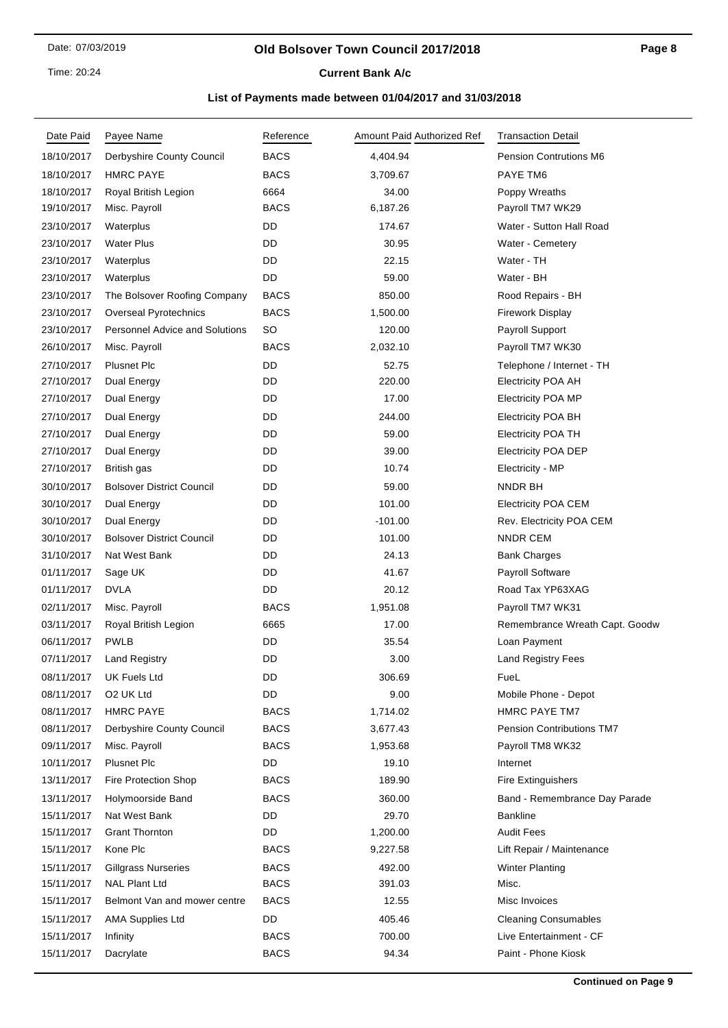# Old Bolsover Town Council 2017/2018

## Current Bank A/c

### List of Payments made between 01/04/2017 and 31/03/2018

| Date Paid | Payee Name | Reference | Amount Paid | Authorized Ref | Transaction Detail |
|---|---|---|---|---|---|
| 18/10/2017 | Derbyshire County Council | BACS | 4,404.94 | | Pension Contrutions M6 |
| 18/10/2017 | HMRC PAYE | BACS | 3,709.67 | | PAYE TM6 |
| 18/10/2017 | Royal British Legion | 6664 | 34.00 | | Poppy Wreaths |
| 19/10/2017 | Misc. Payroll | BACS | 6,187.26 | | Payroll TM7 WK29 |
| 23/10/2017 | Waterplus | DD | 174.67 | | Water - Sutton Hall Road |
| 23/10/2017 | Water Plus | DD | 30.95 | | Water - Cemetery |
| 23/10/2017 | Waterplus | DD | 22.15 | | Water - TH |
| 23/10/2017 | Waterplus | DD | 59.00 | | Water - BH |
| 23/10/2017 | The Bolsover Roofing Company | BACS | 850.00 | | Rood Repairs - BH |
| 23/10/2017 | Overseal Pyrotechnics | BACS | 1,500.00 | | Firework Display |
| 23/10/2017 | Personnel Advice and Solutions | SO | 120.00 | | Payroll Support |
| 26/10/2017 | Misc. Payroll | BACS | 2,032.10 | | Payroll TM7 WK30 |
| 27/10/2017 | Plusnet Plc | DD | 52.75 | | Telephone / Internet - TH |
| 27/10/2017 | Dual Energy | DD | 220.00 | | Electricity POA AH |
| 27/10/2017 | Dual Energy | DD | 17.00 | | Electricity POA MP |
| 27/10/2017 | Dual Energy | DD | 244.00 | | Electricity POA BH |
| 27/10/2017 | Dual Energy | DD | 59.00 | | Electricity POA TH |
| 27/10/2017 | Dual Energy | DD | 39.00 | | Electricity POA DEP |
| 27/10/2017 | British gas | DD | 10.74 | | Electricity - MP |
| 30/10/2017 | Bolsover District Council | DD | 59.00 | | NNDR BH |
| 30/10/2017 | Dual Energy | DD | 101.00 | | Electricity POA CEM |
| 30/10/2017 | Dual Energy | DD | -101.00 | | Rev. Electricity POA CEM |
| 30/10/2017 | Bolsover District Council | DD | 101.00 | | NNDR CEM |
| 31/10/2017 | Nat West Bank | DD | 24.13 | | Bank Charges |
| 01/11/2017 | Sage UK | DD | 41.67 | | Payroll Software |
| 01/11/2017 | DVLA | DD | 20.12 | | Road Tax YP63XAG |
| 02/11/2017 | Misc. Payroll | BACS | 1,951.08 | | Payroll TM7 WK31 |
| 03/11/2017 | Royal British Legion | 6665 | 17.00 | | Remembrance Wreath Capt. Goodw |
| 06/11/2017 | PWLB | DD | 35.54 | | Loan Payment |
| 07/11/2017 | Land Registry | DD | 3.00 | | Land Registry Fees |
| 08/11/2017 | UK Fuels Ltd | DD | 306.69 | | FueL |
| 08/11/2017 | O2 UK Ltd | DD | 9.00 | | Mobile Phone - Depot |
| 08/11/2017 | HMRC PAYE | BACS | 1,714.02 | | HMRC PAYE TM7 |
| 08/11/2017 | Derbyshire County Council | BACS | 3,677.43 | | Pension Contributions TM7 |
| 09/11/2017 | Misc. Payroll | BACS | 1,953.68 | | Payroll TM8 WK32 |
| 10/11/2017 | Plusnet Plc | DD | 19.10 | | Internet |
| 13/11/2017 | Fire Protection Shop | BACS | 189.90 | | Fire Extinguishers |
| 13/11/2017 | Holymoorside Band | BACS | 360.00 | | Band - Remembrance Day Parade |
| 15/11/2017 | Nat West Bank | DD | 29.70 | | Bankline |
| 15/11/2017 | Grant Thornton | DD | 1,200.00 | | Audit Fees |
| 15/11/2017 | Kone Plc | BACS | 9,227.58 | | Lift Repair / Maintenance |
| 15/11/2017 | Gillgrass Nurseries | BACS | 492.00 | | Winter Planting |
| 15/11/2017 | NAL Plant Ltd | BACS | 391.03 | | Misc. |
| 15/11/2017 | Belmont Van and mower centre | BACS | 12.55 | | Misc Invoices |
| 15/11/2017 | AMA Supplies Ltd | DD | 405.46 | | Cleaning Consumables |
| 15/11/2017 | Infinity | BACS | 700.00 | | Live Entertainment - CF |
| 15/11/2017 | Dacrylate | BACS | 94.34 | | Paint - Phone Kiosk |

**Continued on Page 9**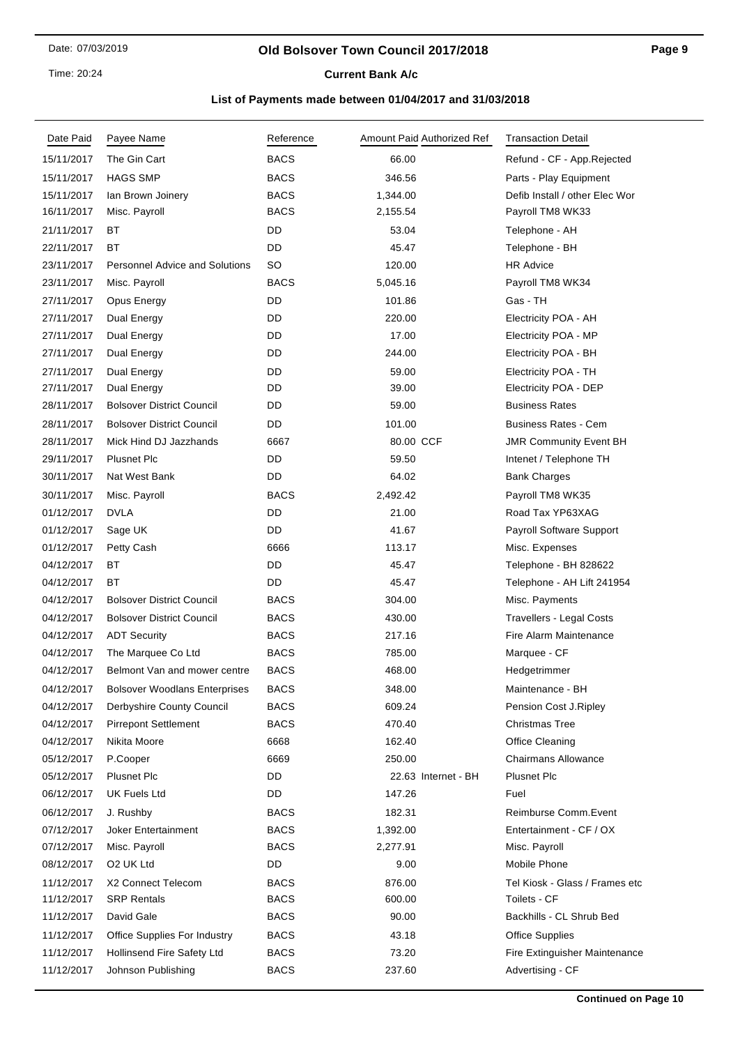# Old Bolsover Town Council 2017/2018

## Current Bank A/c

### List of Payments made between 01/04/2017 and 31/03/2018

| Date Paid | Payee Name | Reference | Amount Paid | Authorized Ref | Transaction Detail |
|---|---|---|---|---|---|
| 15/11/2017 | The Gin Cart | BACS | 66.00 | | Refund - CF - App.Rejected |
| 15/11/2017 | HAGS SMP | BACS | 346.56 | | Parts - Play Equipment |
| 15/11/2017 | Ian Brown Joinery | BACS | 1,344.00 | | Defib Install / other Elec Wor |
| 16/11/2017 | Misc. Payroll | BACS | 2,155.54 | | Payroll TM8 WK33 |
| 21/11/2017 | BT | DD | 53.04 | | Telephone - AH |
| 22/11/2017 | BT | DD | 45.47 | | Telephone - BH |
| 23/11/2017 | Personnel Advice and Solutions | SO | 120.00 | | HR Advice |
| 23/11/2017 | Misc. Payroll | BACS | 5,045.16 | | Payroll TM8 WK34 |
| 27/11/2017 | Opus Energy | DD | 101.86 | | Gas - TH |
| 27/11/2017 | Dual Energy | DD | 220.00 | | Electricity POA - AH |
| 27/11/2017 | Dual Energy | DD | 17.00 | | Electricity POA - MP |
| 27/11/2017 | Dual Energy | DD | 244.00 | | Electricity POA - BH |
| 27/11/2017 | Dual Energy | DD | 59.00 | | Electricity POA - TH |
| 27/11/2017 | Dual Energy | DD | 39.00 | | Electricity POA - DEP |
| 28/11/2017 | Bolsover District Council | DD | 59.00 | | Business Rates |
| 28/11/2017 | Bolsover District Council | DD | 101.00 | | Business Rates - Cem |
| 28/11/2017 | Mick Hind DJ Jazzhands | 6667 | 80.00 | CCF | JMR Community Event BH |
| 29/11/2017 | Plusnet Plc | DD | 59.50 | | Intenet / Telephone TH |
| 30/11/2017 | Nat West Bank | DD | 64.02 | | Bank Charges |
| 30/11/2017 | Misc. Payroll | BACS | 2,492.42 | | Payroll TM8 WK35 |
| 01/12/2017 | DVLA | DD | 21.00 | | Road Tax YP63XAG |
| 01/12/2017 | Sage UK | DD | 41.67 | | Payroll Software Support |
| 01/12/2017 | Petty Cash | 6666 | 113.17 | | Misc. Expenses |
| 04/12/2017 | BT | DD | 45.47 | | Telephone - BH 828622 |
| 04/12/2017 | BT | DD | 45.47 | | Telephone - AH Lift 241954 |
| 04/12/2017 | Bolsover District Council | BACS | 304.00 | | Misc. Payments |
| 04/12/2017 | Bolsover District Council | BACS | 430.00 | | Travellers - Legal Costs |
| 04/12/2017 | ADT Security | BACS | 217.16 | | Fire Alarm Maintenance |
| 04/12/2017 | The Marquee Co Ltd | BACS | 785.00 | | Marquee - CF |
| 04/12/2017 | Belmont Van and mower centre | BACS | 468.00 | | Hedgetrimmer |
| 04/12/2017 | Bolsover Woodlans Enterprises | BACS | 348.00 | | Maintenance - BH |
| 04/12/2017 | Derbyshire County Council | BACS | 609.24 | | Pension Cost J.Ripley |
| 04/12/2017 | Pirrepont Settlement | BACS | 470.40 | | Christmas Tree |
| 04/12/2017 | Nikita Moore | 6668 | 162.40 | | Office Cleaning |
| 05/12/2017 | P.Cooper | 6669 | 250.00 | | Chairmans Allowance |
| 05/12/2017 | Plusnet Plc | DD | 22.63 | Internet - BH | Plusnet Plc |
| 06/12/2017 | UK Fuels Ltd | DD | 147.26 | | Fuel |
| 06/12/2017 | J. Rushby | BACS | 182.31 | | Reimburse Comm.Event |
| 07/12/2017 | Joker Entertainment | BACS | 1,392.00 | | Entertainment - CF / OX |
| 07/12/2017 | Misc. Payroll | BACS | 2,277.91 | | Misc. Payroll |
| 08/12/2017 | O2 UK Ltd | DD | 9.00 | | Mobile Phone |
| 11/12/2017 | X2 Connect Telecom | BACS | 876.00 | | Tel Kiosk - Glass / Frames etc |
| 11/12/2017 | SRP Rentals | BACS | 600.00 | | Toilets - CF |
| 11/12/2017 | David Gale | BACS | 90.00 | | Backhills - CL Shrub Bed |
| 11/12/2017 | Office Supplies For Industry | BACS | 43.18 | | Office Supplies |
| 11/12/2017 | Hollinsend Fire Safety Ltd | BACS | 73.20 | | Fire Extinguisher Maintenance |
| 11/12/2017 | Johnson Publishing | BACS | 237.60 | | Advertising - CF |

**Continued on Page 10**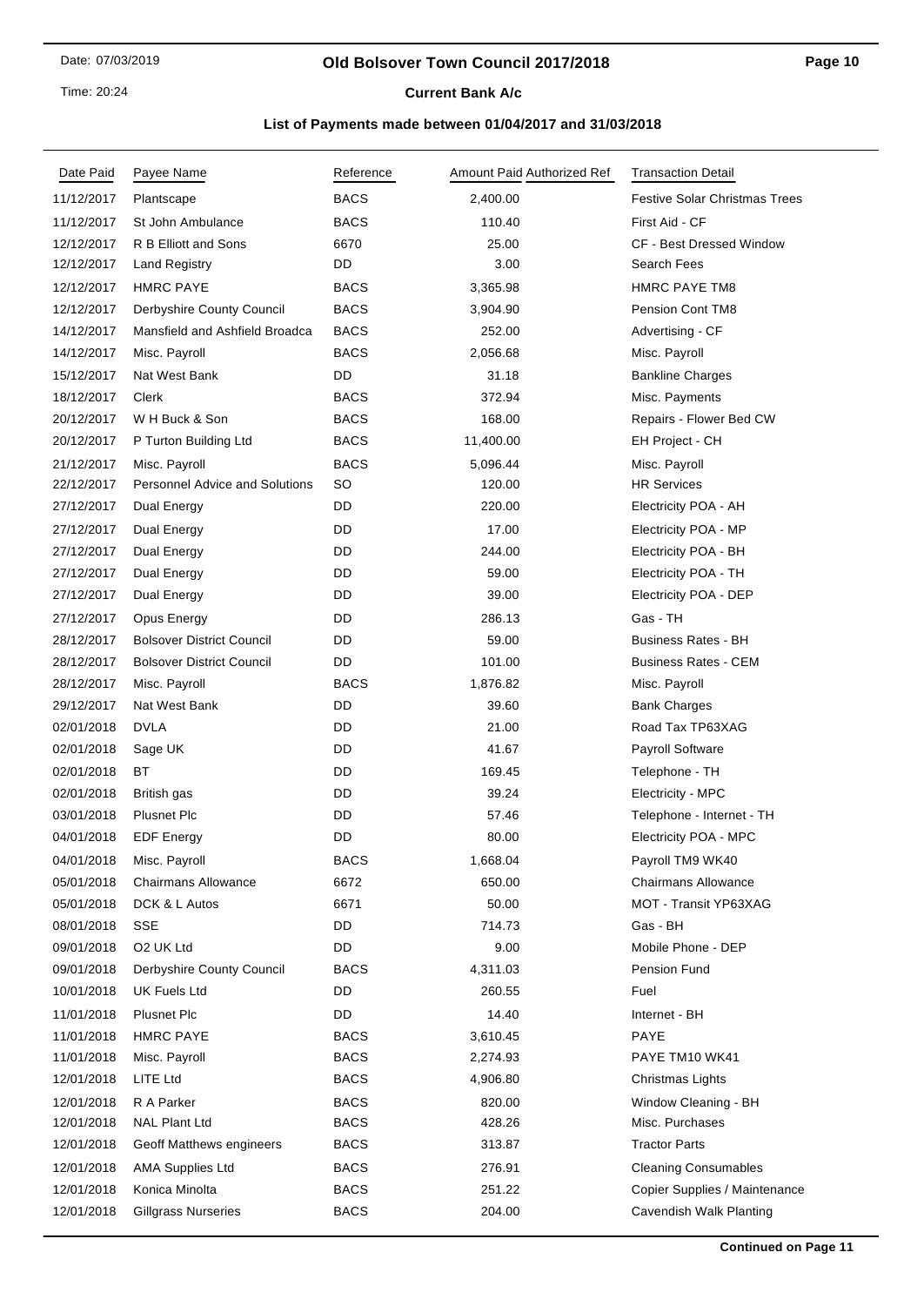# Old Bolsover Town Council 2017/2018

## Current Bank A/c

### List of Payments made between 01/04/2017 and 31/03/2018

| Date Paid | Payee Name | Reference | Amount Paid | Authorized Ref | Transaction Detail |
|---|---|---|---|---|---|
| 11/12/2017 | Plantscape | BACS | 2,400.00 | | Festive Solar Christmas Trees |
| 11/12/2017 | St John Ambulance | BACS | 110.40 | | First Aid - CF |
| 12/12/2017 | R B Elliott and Sons | 6670 | 25.00 | | CF - Best Dressed Window |
| 12/12/2017 | Land Registry | DD | 3.00 | | Search Fees |
| 12/12/2017 | HMRC PAYE | BACS | 3,365.98 | | HMRC PAYE TM8 |
| 12/12/2017 | Derbyshire County Council | BACS | 3,904.90 | | Pension Cont TM8 |
| 14/12/2017 | Mansfield and Ashfield Broadca | BACS | 252.00 | | Advertising - CF |
| 14/12/2017 | Misc. Payroll | BACS | 2,056.68 | | Misc. Payroll |
| 15/12/2017 | Nat West Bank | DD | 31.18 | | Bankline Charges |
| 18/12/2017 | Clerk | BACS | 372.94 | | Misc. Payments |
| 20/12/2017 | W H Buck & Son | BACS | 168.00 | | Repairs - Flower Bed CW |
| 20/12/2017 | P Turton Building Ltd | BACS | 11,400.00 | | EH Project - CH |
| 21/12/2017 | Misc. Payroll | BACS | 5,096.44 | | Misc. Payroll |
| 22/12/2017 | Personnel Advice and Solutions | SO | 120.00 | | HR Services |
| 27/12/2017 | Dual Energy | DD | 220.00 | | Electricity POA - AH |
| 27/12/2017 | Dual Energy | DD | 17.00 | | Electricity POA - MP |
| 27/12/2017 | Dual Energy | DD | 244.00 | | Electricity POA - BH |
| 27/12/2017 | Dual Energy | DD | 59.00 | | Electricity POA - TH |
| 27/12/2017 | Dual Energy | DD | 39.00 | | Electricity POA - DEP |
| 27/12/2017 | Opus Energy | DD | 286.13 | | Gas - TH |
| 28/12/2017 | Bolsover District Council | DD | 59.00 | | Business Rates - BH |
| 28/12/2017 | Bolsover District Council | DD | 101.00 | | Business Rates - CEM |
| 28/12/2017 | Misc. Payroll | BACS | 1,876.82 | | Misc. Payroll |
| 29/12/2017 | Nat West Bank | DD | 39.60 | | Bank Charges |
| 02/01/2018 | DVLA | DD | 21.00 | | Road Tax TP63XAG |
| 02/01/2018 | Sage UK | DD | 41.67 | | Payroll Software |
| 02/01/2018 | BT | DD | 169.45 | | Telephone - TH |
| 02/01/2018 | British gas | DD | 39.24 | | Electricity - MPC |
| 03/01/2018 | Plusnet Plc | DD | 57.46 | | Telephone - Internet - TH |
| 04/01/2018 | EDF Energy | DD | 80.00 | | Electricity POA - MPC |
| 04/01/2018 | Misc. Payroll | BACS | 1,668.04 | | Payroll TM9 WK40 |
| 05/01/2018 | Chairmans Allowance | 6672 | 650.00 | | Chairmans Allowance |
| 05/01/2018 | DCK & L Autos | 6671 | 50.00 | | MOT - Transit YP63XAG |
| 08/01/2018 | SSE | DD | 714.73 | | Gas - BH |
| 09/01/2018 | O2 UK Ltd | DD | 9.00 | | Mobile Phone - DEP |
| 09/01/2018 | Derbyshire County Council | BACS | 4,311.03 | | Pension Fund |
| 10/01/2018 | UK Fuels Ltd | DD | 260.55 | | Fuel |
| 11/01/2018 | Plusnet Plc | DD | 14.40 | | Internet - BH |
| 11/01/2018 | HMRC PAYE | BACS | 3,610.45 | | PAYE |
| 11/01/2018 | Misc. Payroll | BACS | 2,274.93 | | PAYE TM10 WK41 |
| 12/01/2018 | LITE Ltd | BACS | 4,906.80 | | Christmas Lights |
| 12/01/2018 | R A Parker | BACS | 820.00 | | Window Cleaning - BH |
| 12/01/2018 | NAL Plant Ltd | BACS | 428.26 | | Misc. Purchases |
| 12/01/2018 | Geoff Matthews engineers | BACS | 313.87 | | Tractor Parts |
| 12/01/2018 | AMA Supplies Ltd | BACS | 276.91 | | Cleaning Consumables |
| 12/01/2018 | Konica Minolta | BACS | 251.22 | | Copier Supplies / Maintenance |
| 12/01/2018 | Gillgrass Nurseries | BACS | 204.00 | | Cavendish Walk Planting |

**Continued on Page 11**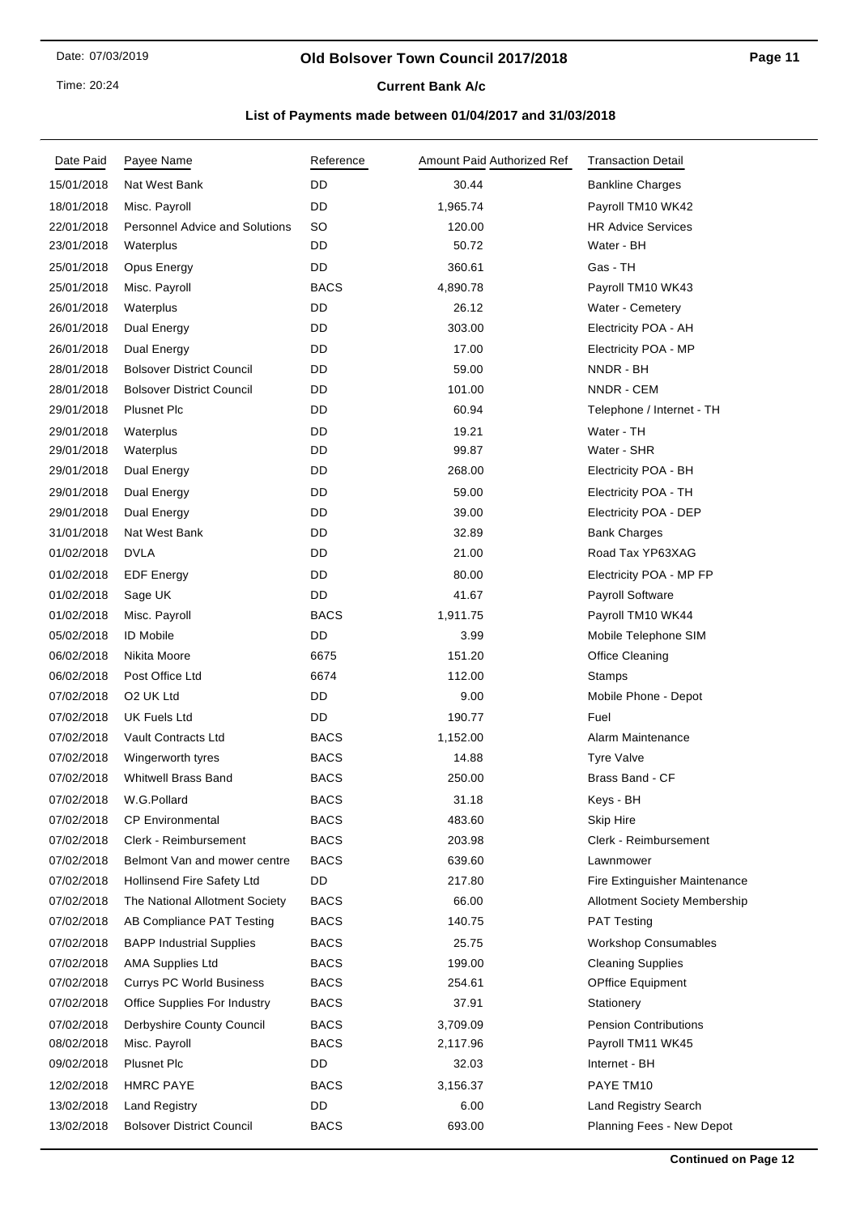# Old Bolsover Town Council 2017/2018

## Current Bank A/c

### List of Payments made between 01/04/2017 and 31/03/2018

| Date Paid | Payee Name | Reference | Amount Paid | Authorized Ref | Transaction Detail |
|---|---|---|---|---|---|
| 15/01/2018 | Nat West Bank | DD | 30.44 | | Bankline Charges |
| 18/01/2018 | Misc. Payroll | DD | 1,965.74 | | Payroll TM10 WK42 |
| 22/01/2018 | Personnel Advice and Solutions | SO | 120.00 | | HR Advice Services |
| 23/01/2018 | Waterplus | DD | 50.72 | | Water - BH |
| 25/01/2018 | Opus Energy | DD | 360.61 | | Gas - TH |
| 25/01/2018 | Misc. Payroll | BACS | 4,890.78 | | Payroll TM10 WK43 |
| 26/01/2018 | Waterplus | DD | 26.12 | | Water - Cemetery |
| 26/01/2018 | Dual Energy | DD | 303.00 | | Electricity POA - AH |
| 26/01/2018 | Dual Energy | DD | 17.00 | | Electricity POA - MP |
| 28/01/2018 | Bolsover District Council | DD | 59.00 | | NNDR - BH |
| 28/01/2018 | Bolsover District Council | DD | 101.00 | | NNDR - CEM |
| 29/01/2018 | Plusnet Plc | DD | 60.94 | | Telephone / Internet - TH |
| 29/01/2018 | Waterplus | DD | 19.21 | | Water - TH |
| 29/01/2018 | Waterplus | DD | 99.87 | | Water - SHR |
| 29/01/2018 | Dual Energy | DD | 268.00 | | Electricity POA - BH |
| 29/01/2018 | Dual Energy | DD | 59.00 | | Electricity POA - TH |
| 29/01/2018 | Dual Energy | DD | 39.00 | | Electricity POA - DEP |
| 31/01/2018 | Nat West Bank | DD | 32.89 | | Bank Charges |
| 01/02/2018 | DVLA | DD | 21.00 | | Road Tax YP63XAG |
| 01/02/2018 | EDF Energy | DD | 80.00 | | Electricity POA - MP FP |
| 01/02/2018 | Sage UK | DD | 41.67 | | Payroll Software |
| 01/02/2018 | Misc. Payroll | BACS | 1,911.75 | | Payroll TM10 WK44 |
| 05/02/2018 | ID Mobile | DD | 3.99 | | Mobile Telephone SIM |
| 06/02/2018 | Nikita Moore | 6675 | 151.20 | | Office Cleaning |
| 06/02/2018 | Post Office Ltd | 6674 | 112.00 | | Stamps |
| 07/02/2018 | O2 UK Ltd | DD | 9.00 | | Mobile Phone - Depot |
| 07/02/2018 | UK Fuels Ltd | DD | 190.77 | | Fuel |
| 07/02/2018 | Vault Contracts Ltd | BACS | 1,152.00 | | Alarm Maintenance |
| 07/02/2018 | Wingerworth tyres | BACS | 14.88 | | Tyre Valve |
| 07/02/2018 | Whitwell Brass Band | BACS | 250.00 | | Brass Band - CF |
| 07/02/2018 | W.G.Pollard | BACS | 31.18 | | Keys - BH |
| 07/02/2018 | CP Environmental | BACS | 483.60 | | Skip Hire |
| 07/02/2018 | Clerk - Reimbursement | BACS | 203.98 | | Clerk - Reimbursement |
| 07/02/2018 | Belmont Van and mower centre | BACS | 639.60 | | Lawnmower |
| 07/02/2018 | Hollinsend Fire Safety Ltd | DD | 217.80 | | Fire Extinguisher Maintenance |
| 07/02/2018 | The National Allotment Society | BACS | 66.00 | | Allotment Society Membership |
| 07/02/2018 | AB Compliance PAT Testing | BACS | 140.75 | | PAT Testing |
| 07/02/2018 | BAPP Industrial Supplies | BACS | 25.75 | | Workshop Consumables |
| 07/02/2018 | AMA Supplies Ltd | BACS | 199.00 | | Cleaning Supplies |
| 07/02/2018 | Currys PC World Business | BACS | 254.61 | | OPffice Equipment |
| 07/02/2018 | Office Supplies For Industry | BACS | 37.91 | | Stationery |
| 07/02/2018 | Derbyshire County Council | BACS | 3,709.09 | | Pension Contributions |
| 08/02/2018 | Misc. Payroll | BACS | 2,117.96 | | Payroll TM11 WK45 |
| 09/02/2018 | Plusnet Plc | DD | 32.03 | | Internet - BH |
| 12/02/2018 | HMRC PAYE | BACS | 3,156.37 | | PAYE TM10 |
| 13/02/2018 | Land Registry | DD | 6.00 | | Land Registry Search |
| 13/02/2018 | Bolsover District Council | BACS | 693.00 | | Planning Fees - New Depot |

**Continued on Page 12**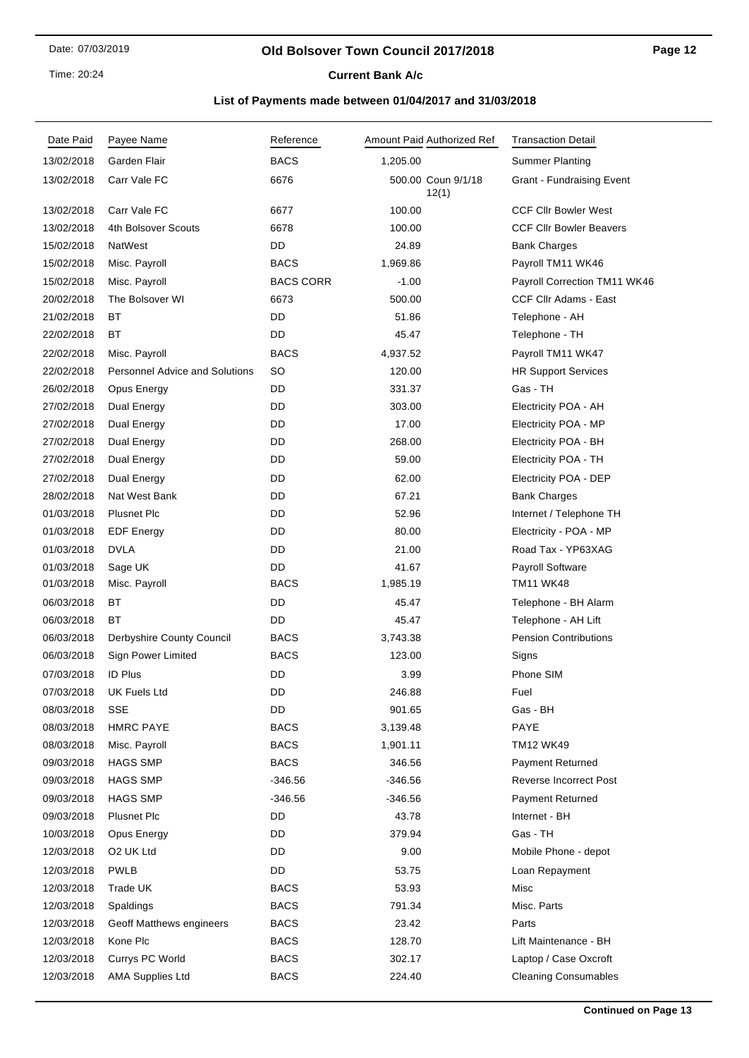# Old Bolsover Town Council 2017/2018

## Current Bank A/c

### List of Payments made between 01/04/2017 and 31/03/2018

| Date Paid | Payee Name | Reference | Amount Paid | Authorized Ref | Transaction Detail |
|---|---|---|---|---|---|
| 13/02/2018 | Garden Flair | BACS | 1,205.00 | | Summer Planting |
| 13/02/2018 | Carr Vale FC | 6676 | 500.00 | Coun 9/1/18 12(1) | Grant - Fundraising Event |
| 13/02/2018 | Carr Vale FC | 6677 | 100.00 | | CCF Cllr Bowler West |
| 13/02/2018 | 4th Bolsover Scouts | 6678 | 100.00 | | CCF Cllr Bowler Beavers |
| 15/02/2018 | NatWest | DD | 24.89 | | Bank Charges |
| 15/02/2018 | Misc. Payroll | BACS | 1,969.86 | | Payroll TM11 WK46 |
| 15/02/2018 | Misc. Payroll | BACS CORR | -1.00 | | Payroll Correction TM11 WK46 |
| 20/02/2018 | The Bolsover WI | 6673 | 500.00 | | CCF Cllr Adams - East |
| 21/02/2018 | BT | DD | 51.86 | | Telephone - AH |
| 22/02/2018 | BT | DD | 45.47 | | Telephone - TH |
| 22/02/2018 | Misc. Payroll | BACS | 4,937.52 | | Payroll TM11 WK47 |
| 22/02/2018 | Personnel Advice and Solutions | SO | 120.00 | | HR Support Services |
| 26/02/2018 | Opus Energy | DD | 331.37 | | Gas - TH |
| 27/02/2018 | Dual Energy | DD | 303.00 | | Electricity POA - AH |
| 27/02/2018 | Dual Energy | DD | 17.00 | | Electricity POA - MP |
| 27/02/2018 | Dual Energy | DD | 268.00 | | Electricity POA - BH |
| 27/02/2018 | Dual Energy | DD | 59.00 | | Electricity POA - TH |
| 27/02/2018 | Dual Energy | DD | 62.00 | | Electricity POA - DEP |
| 28/02/2018 | Nat West Bank | DD | 67.21 | | Bank Charges |
| 01/03/2018 | Plusnet Plc | DD | 52.96 | | Internet / Telephone TH |
| 01/03/2018 | EDF Energy | DD | 80.00 | | Electricity - POA - MP |
| 01/03/2018 | DVLA | DD | 21.00 | | Road Tax - YP63XAG |
| 01/03/2018 | Sage UK | DD | 41.67 | | Payroll Software |
| 01/03/2018 | Misc. Payroll | BACS | 1,985.19 | | TM11 WK48 |
| 06/03/2018 | BT | DD | 45.47 | | Telephone - BH Alarm |
| 06/03/2018 | BT | DD | 45.47 | | Telephone - AH Lift |
| 06/03/2018 | Derbyshire County Council | BACS | 3,743.38 | | Pension Contributions |
| 06/03/2018 | Sign Power Limited | BACS | 123.00 | | Signs |
| 07/03/2018 | ID Plus | DD | 3.99 | | Phone SIM |
| 07/03/2018 | UK Fuels Ltd | DD | 246.88 | | Fuel |
| 08/03/2018 | SSE | DD | 901.65 | | Gas - BH |
| 08/03/2018 | HMRC PAYE | BACS | 3,139.48 | | PAYE |
| 08/03/2018 | Misc. Payroll | BACS | 1,901.11 | | TM12 WK49 |
| 09/03/2018 | HAGS SMP | BACS | 346.56 | | Payment Returned |
| 09/03/2018 | HAGS SMP | -346.56 | -346.56 | | Reverse Incorrect Post |
| 09/03/2018 | HAGS SMP | -346.56 | -346.56 | | Payment Returned |
| 09/03/2018 | Plusnet Plc | DD | 43.78 | | Internet - BH |
| 10/03/2018 | Opus Energy | DD | 379.94 | | Gas - TH |
| 12/03/2018 | O2 UK Ltd | DD | 9.00 | | Mobile Phone - depot |
| 12/03/2018 | PWLB | DD | 53.75 | | Loan Repayment |
| 12/03/2018 | Trade UK | BACS | 53.93 | | Misc |
| 12/03/2018 | Spaldings | BACS | 791.34 | | Misc. Parts |
| 12/03/2018 | Geoff Matthews engineers | BACS | 23.42 | | Parts |
| 12/03/2018 | Kone Plc | BACS | 128.70 | | Lift Maintenance - BH |
| 12/03/2018 | Currys PC World | BACS | 302.17 | | Laptop / Case Oxcroft |
| 12/03/2018 | AMA Supplies Ltd | BACS | 224.40 | | Cleaning Consumables |

**Continued on Page 13**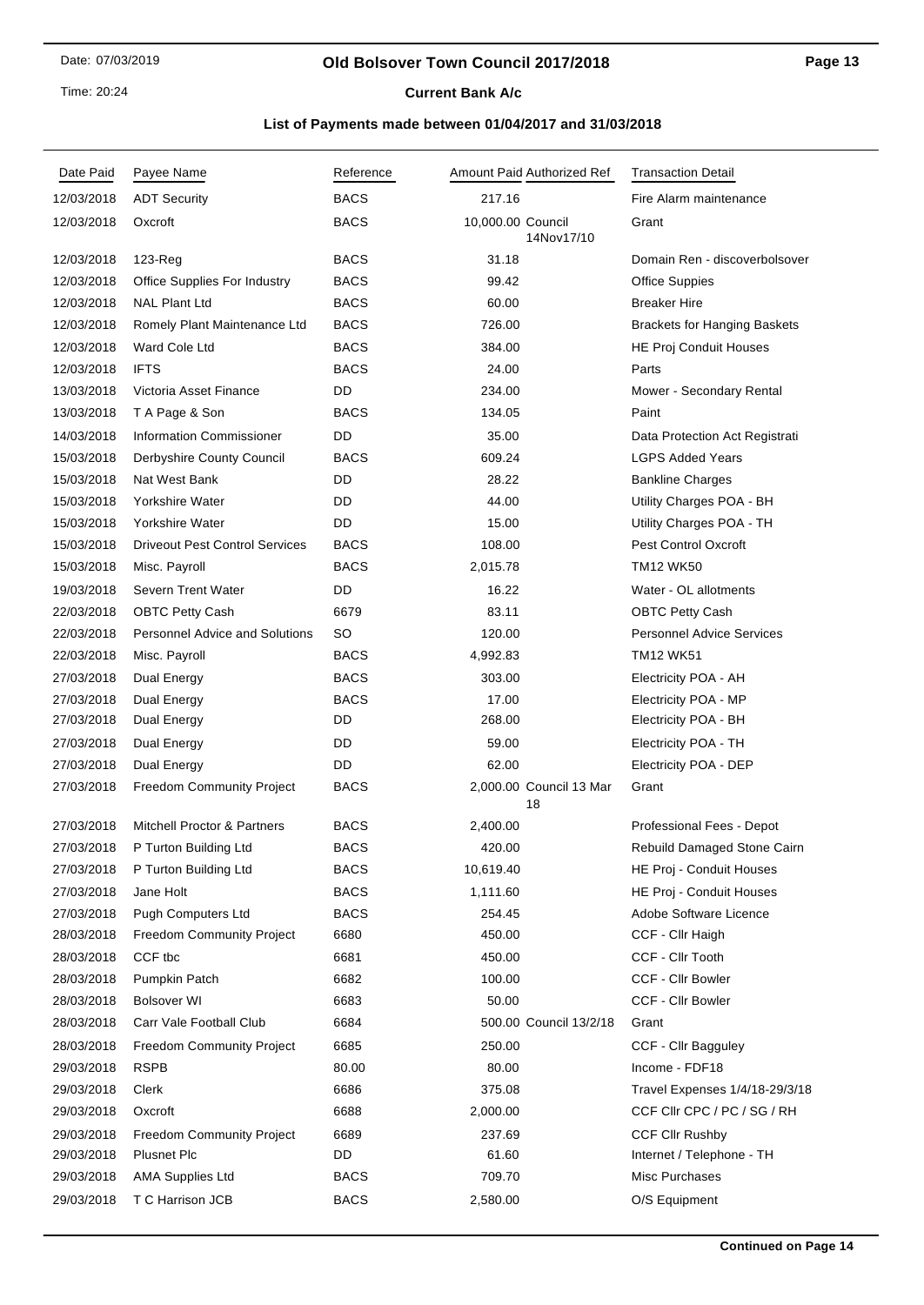# Old Bolsover Town Council 2017/2018

## Current Bank A/c

### List of Payments made between 01/04/2017 and 31/03/2018

| Date Paid | Payee Name | Reference | Amount Paid | Authorized Ref | Transaction Detail |
|---|---|---|---|---|---|
| 12/03/2018 | ADT Security | BACS | 217.16 | | Fire Alarm maintenance |
| 12/03/2018 | Oxcroft | BACS | 10,000.00 | Council 14Nov17/10 | Grant |
| 12/03/2018 | 123-Reg | BACS | 31.18 | | Domain Ren - discoverbolsover |
| 12/03/2018 | Office Supplies For Industry | BACS | 99.42 | | Office Suppies |
| 12/03/2018 | NAL Plant Ltd | BACS | 60.00 | | Breaker Hire |
| 12/03/2018 | Romely Plant Maintenance Ltd | BACS | 726.00 | | Brackets for Hanging Baskets |
| 12/03/2018 | Ward Cole Ltd | BACS | 384.00 | | HE Proj Conduit Houses |
| 12/03/2018 | IFTS | BACS | 24.00 | | Parts |
| 13/03/2018 | Victoria Asset Finance | DD | 234.00 | | Mower - Secondary Rental |
| 13/03/2018 | T A Page & Son | BACS | 134.05 | | Paint |
| 14/03/2018 | Information Commissioner | DD | 35.00 | | Data Protection Act Registrati |
| 15/03/2018 | Derbyshire County Council | BACS | 609.24 | | LGPS Added Years |
| 15/03/2018 | Nat West Bank | DD | 28.22 | | Bankline Charges |
| 15/03/2018 | Yorkshire Water | DD | 44.00 | | Utility Charges POA - BH |
| 15/03/2018 | Yorkshire Water | DD | 15.00 | | Utility Charges POA - TH |
| 15/03/2018 | Driveout Pest Control Services | BACS | 108.00 | | Pest Control Oxcroft |
| 15/03/2018 | Misc. Payroll | BACS | 2,015.78 | | TM12 WK50 |
| 19/03/2018 | Severn Trent Water | DD | 16.22 | | Water - OL allotments |
| 22/03/2018 | OBTC Petty Cash | 6679 | 83.11 | | OBTC Petty Cash |
| 22/03/2018 | Personnel Advice and Solutions | SO | 120.00 | | Personnel Advice Services |
| 22/03/2018 | Misc. Payroll | BACS | 4,992.83 | | TM12 WK51 |
| 27/03/2018 | Dual Energy | BACS | 303.00 | | Electricity POA - AH |
| 27/03/2018 | Dual Energy | BACS | 17.00 | | Electricity POA - MP |
| 27/03/2018 | Dual Energy | DD | 268.00 | | Electricity POA - BH |
| 27/03/2018 | Dual Energy | DD | 59.00 | | Electricity POA - TH |
| 27/03/2018 | Dual Energy | DD | 62.00 | | Electricity POA - DEP |
| 27/03/2018 | Freedom Community Project | BACS | 2,000.00 | Council 13 Mar 18 | Grant |
| 27/03/2018 | Mitchell Proctor & Partners | BACS | 2,400.00 | | Professional Fees - Depot |
| 27/03/2018 | P Turton Building Ltd | BACS | 420.00 | | Rebuild Damaged Stone Cairn |
| 27/03/2018 | P Turton Building Ltd | BACS | 10,619.40 | | HE Proj - Conduit Houses |
| 27/03/2018 | Jane Holt | BACS | 1,111.60 | | HE Proj - Conduit Houses |
| 27/03/2018 | Pugh Computers Ltd | BACS | 254.45 | | Adobe Software Licence |
| 28/03/2018 | Freedom Community Project | 6680 | 450.00 | | CCF - Cllr Haigh |
| 28/03/2018 | CCF tbc | 6681 | 450.00 | | CCF - Cllr Tooth |
| 28/03/2018 | Pumpkin Patch | 6682 | 100.00 | | CCF - Cllr Bowler |
| 28/03/2018 | Bolsover WI | 6683 | 50.00 | | CCF - Cllr Bowler |
| 28/03/2018 | Carr Vale Football Club | 6684 | 500.00 | Council 13/2/18 | Grant |
| 28/03/2018 | Freedom Community Project | 6685 | 250.00 | | CCF - Cllr Bagguley |
| 29/03/2018 | RSPB | 80.00 | 80.00 | | Income - FDF18 |
| 29/03/2018 | Clerk | 6686 | 375.08 | | Travel Expenses 1/4/18-29/3/18 |
| 29/03/2018 | Oxcroft | 6688 | 2,000.00 | | CCF Cllr CPC / PC / SG / RH |
| 29/03/2018 | Freedom Community Project | 6689 | 237.69 | | CCF Cllr Rushby |
| 29/03/2018 | Plusnet Plc | DD | 61.60 | | Internet / Telephone - TH |
| 29/03/2018 | AMA Supplies Ltd | BACS | 709.70 | | Misc Purchases |
| 29/03/2018 | T C Harrison JCB | BACS | 2,580.00 | | O/S Equipment |

**Continued on Page 14**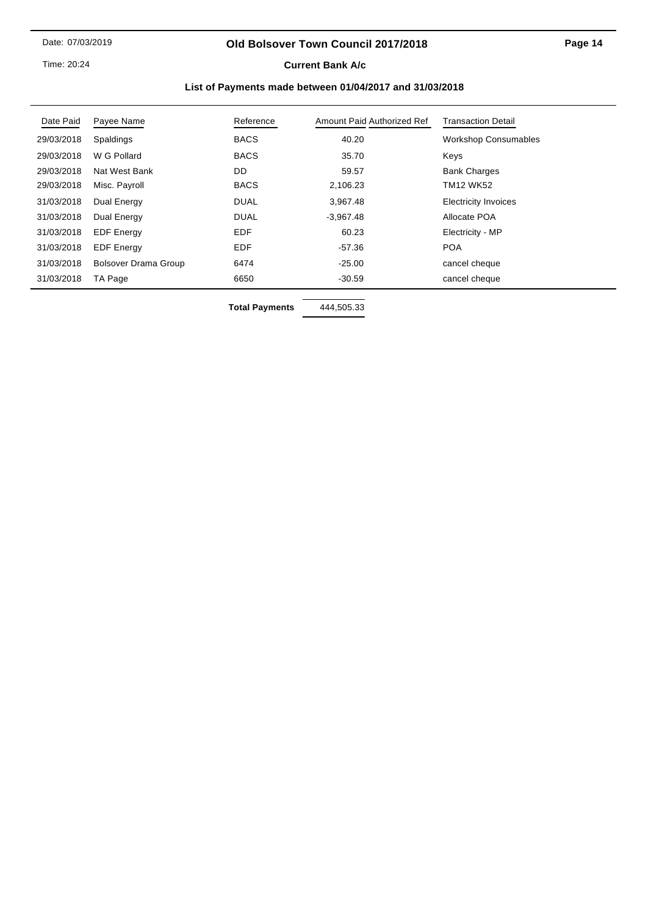# Old Bolsover Town Council 2017/2018

## Current Bank A/c

### List of Payments made between 01/04/2017 and 31/03/2018

| Date Paid | Payee Name | Reference | Amount Paid | Authorized Ref | Transaction Detail |
|---|---|---|---|---|---|
| 29/03/2018 | Spaldings | BACS | 40.20 | | Workshop Consumables |
| 29/03/2018 | W G Pollard | BACS | 35.70 | | Keys |
| 29/03/2018 | Nat West Bank | DD | 59.57 | | Bank Charges |
| 29/03/2018 | Misc. Payroll | BACS | 2,106.23 | | TM12 WK52 |
| 31/03/2018 | Dual Energy | DUAL | 3,967.48 | | Electricity Invoices |
| 31/03/2018 | Dual Energy | DUAL | -3,967.48 | | Allocate POA |
| 31/03/2018 | EDF Energy | EDF | 60.23 | | Electricity - MP |
| 31/03/2018 | EDF Energy | EDF | -57.36 | | POA |
| 31/03/2018 | Bolsover Drama Group | 6474 | -25.00 | | cancel cheque |
| 31/03/2018 | TA Page | 6650 | -30.59 | | cancel cheque |
| | | **Total Payments** | 444,505.33 | | |